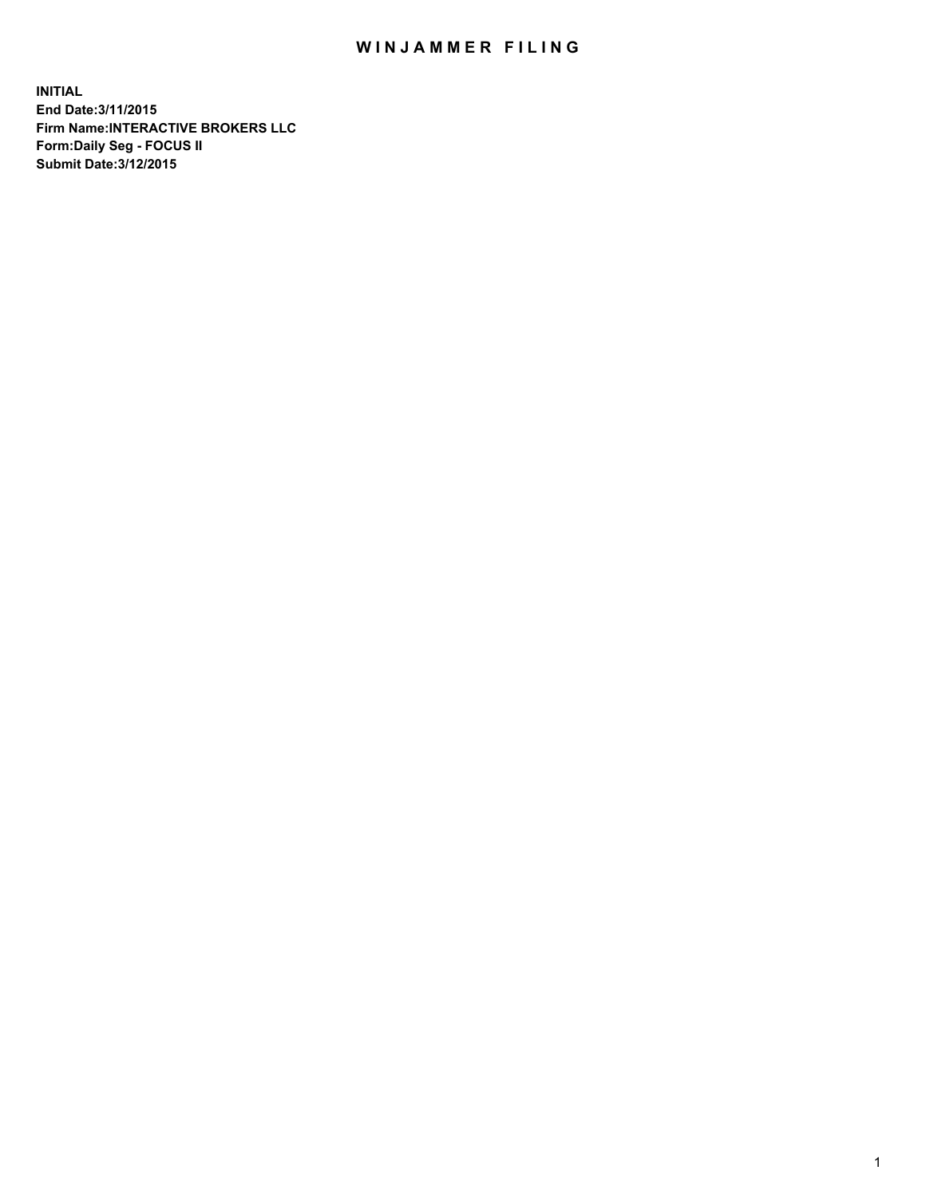# WINJAMMER FILING

**INITIAL**
**End Date:3/11/2015**
**Firm Name:INTERACTIVE BROKERS LLC**
**Form:Daily Seg - FOCUS II**
**Submit Date:3/12/2015**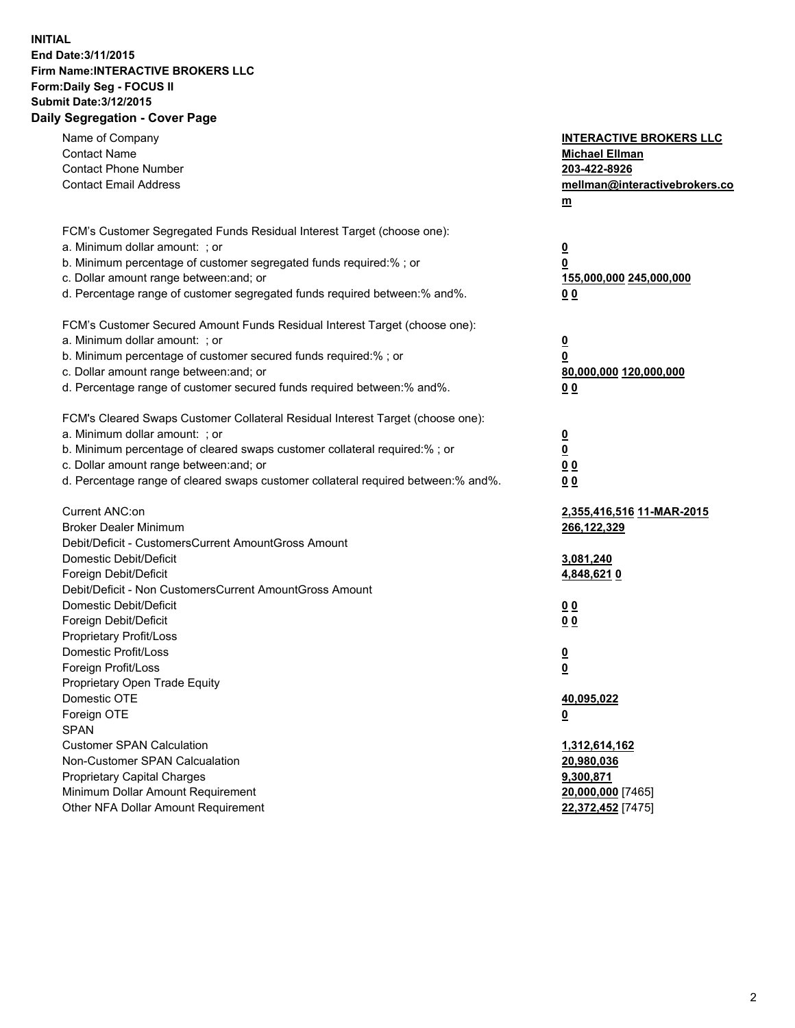**INITIAL**
**End Date:3/11/2015**
**Firm Name:INTERACTIVE BROKERS LLC**
**Form:Daily Seg - FOCUS II**
**Submit Date:3/12/2015**
**Daily Segregation - Cover Page**

| | |
|---|---|
| Name of Company | **INTERACTIVE BROKERS LLC** |
| Contact Name | **Michael Ellman** |
| Contact Phone Number | **203-422-8926** |
| Contact Email Address | **mellman@interactivebrokers.com** |
| | |
| FCM's Customer Segregated Funds Residual Interest Target (choose one): | |
| a. Minimum dollar amount: ; or | **0** |
| b. Minimum percentage of customer segregated funds required:% ; or | **0** |
| c. Dollar amount range between:and; or | **155,000,000 245,000,000** |
| d. Percentage range of customer segregated funds required between:% and%. | **0 0** |
| | |
| FCM's Customer Secured Amount Funds Residual Interest Target (choose one): | |
| a. Minimum dollar amount: ; or | **0** |
| b. Minimum percentage of customer secured funds required:% ; or | **0** |
| c. Dollar amount range between:and; or | **80,000,000 120,000,000** |
| d. Percentage range of customer secured funds required between:% and%. | **0 0** |
| | |
| FCM's Cleared Swaps Customer Collateral Residual Interest Target (choose one): | |
| a. Minimum dollar amount: ; or | **0** |
| b. Minimum percentage of cleared swaps customer collateral required:% ; or | **0** |
| c. Dollar amount range between:and; or | **0 0** |
| d. Percentage range of cleared swaps customer collateral required between:% and%. | **0 0** |
| | |
| Current ANC:on | **2,355,416,516 11-MAR-2015** |
| Broker Dealer Minimum | **266,122,329** |
| Debit/Deficit - CustomersCurrent AmountGross Amount | |
| Domestic Debit/Deficit | **3,081,240** |
| Foreign Debit/Deficit | **4,848,621 0** |
| Debit/Deficit - Non CustomersCurrent AmountGross Amount | |
| Domestic Debit/Deficit | **0 0** |
| Foreign Debit/Deficit | **0 0** |
| Proprietary Profit/Loss | |
| Domestic Profit/Loss | **0** |
| Foreign Profit/Loss | **0** |
| Proprietary Open Trade Equity | |
| Domestic OTE | **40,095,022** |
| Foreign OTE | **0** |
| SPAN | |
| Customer SPAN Calculation | **1,312,614,162** |
| Non-Customer SPAN Calcualation | **20,980,036** |
| Proprietary Capital Charges | **9,300,871** |
| Minimum Dollar Amount Requirement | **20,000,000** [7465] |
| Other NFA Dollar Amount Requirement | **22,372,452** [7475] |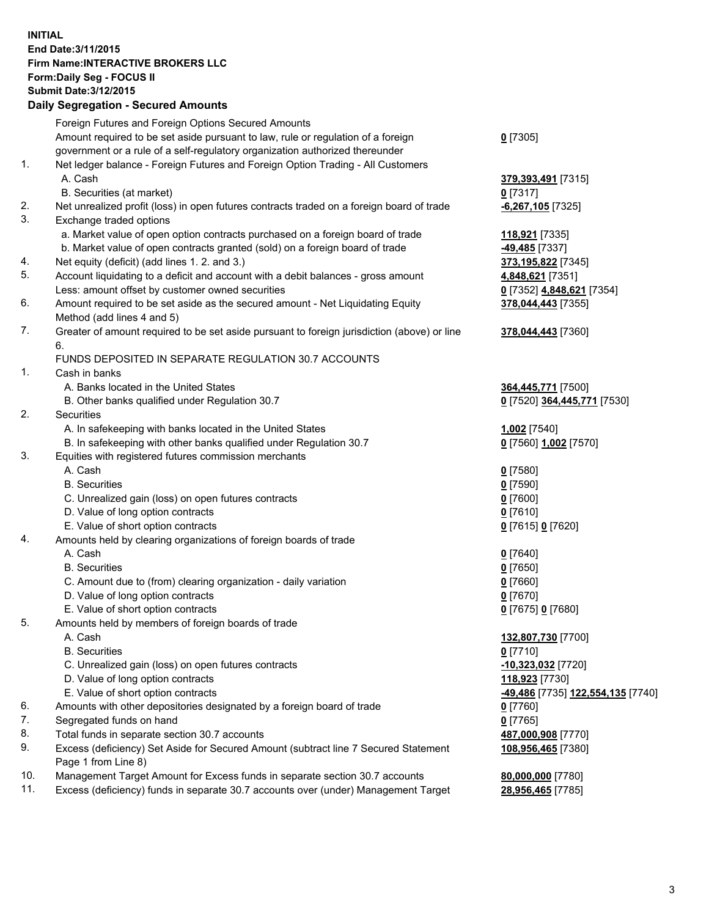**INITIAL**
**End Date:3/11/2015**
**Firm Name:INTERACTIVE BROKERS LLC**
**Form:Daily Seg - FOCUS II**
**Submit Date:3/12/2015**

## Daily Segregation - Secured Amounts

| | | |
|---|---|---|
| | Foreign Futures and Foreign Options Secured Amounts | |
| | Amount required to be set aside pursuant to law, rule or regulation of a foreign government or a rule of a self-regulatory organization authorized thereunder | **0** [7305] |
| 1. | Net ledger balance - Foreign Futures and Foreign Option Trading - All Customers | |
| | A. Cash | **379,393,491** [7315] |
| | B. Securities (at market) | **0** [7317] |
| 2. | Net unrealized profit (loss) in open futures contracts traded on a foreign board of trade | **-6,267,105** [7325] |
| 3. | Exchange traded options | |
| | a. Market value of open option contracts purchased on a foreign board of trade | **118,921** [7335] |
| | b. Market value of open contracts granted (sold) on a foreign board of trade | **-49,485** [7337] |
| 4. | Net equity (deficit) (add lines 1. 2. and 3.) | **373,195,822** [7345] |
| 5. | Account liquidating to a deficit and account with a debit balances - gross amount | **4,848,621** [7351] |
| | Less: amount offset by customer owned securities | **0** [7352] **4,848,621** [7354] |
| 6. | Amount required to be set aside as the secured amount - Net Liquidating Equity Method (add lines 4 and 5) | **378,044,443** [7355] |
| 7. | Greater of amount required to be set aside pursuant to foreign jurisdiction (above) or line 6. | **378,044,443** [7360] |
| | FUNDS DEPOSITED IN SEPARATE REGULATION 30.7 ACCOUNTS | |
| 1. | Cash in banks | |
| | A. Banks located in the United States | **364,445,771** [7500] |
| | B. Other banks qualified under Regulation 30.7 | **0** [7520] **364,445,771** [7530] |
| 2. | Securities | |
| | A. In safekeeping with banks located in the United States | **1,002** [7540] |
| | B. In safekeeping with other banks qualified under Regulation 30.7 | **0** [7560] **1,002** [7570] |
| 3. | Equities with registered futures commission merchants | |
| | A. Cash | **0** [7580] |
| | B. Securities | **0** [7590] |
| | C. Unrealized gain (loss) on open futures contracts | **0** [7600] |
| | D. Value of long option contracts | **0** [7610] |
| | E. Value of short option contracts | **0** [7615] **0** [7620] |
| 4. | Amounts held by clearing organizations of foreign boards of trade | |
| | A. Cash | **0** [7640] |
| | B. Securities | **0** [7650] |
| | C. Amount due to (from) clearing organization - daily variation | **0** [7660] |
| | D. Value of long option contracts | **0** [7670] |
| | E. Value of short option contracts | **0** [7675] **0** [7680] |
| 5. | Amounts held by members of foreign boards of trade | |
| | A. Cash | **132,807,730** [7700] |
| | B. Securities | **0** [7710] |
| | C. Unrealized gain (loss) on open futures contracts | **-10,323,032** [7720] |
| | D. Value of long option contracts | **118,923** [7730] |
| | E. Value of short option contracts | **-49,486** [7735] **122,554,135** [7740] |
| 6. | Amounts with other depositories designated by a foreign board of trade | **0** [7760] |
| 7. | Segregated funds on hand | **0** [7765] |
| 8. | Total funds in separate section 30.7 accounts | **487,000,908** [7770] |
| 9. | Excess (deficiency) Set Aside for Secured Amount (subtract line 7 Secured Statement Page 1 from Line 8) | **108,956,465** [7380] |
| 10. | Management Target Amount for Excess funds in separate section 30.7 accounts | **80,000,000** [7780] |
| 11. | Excess (deficiency) funds in separate 30.7 accounts over (under) Management Target | **28,956,465** [7785] |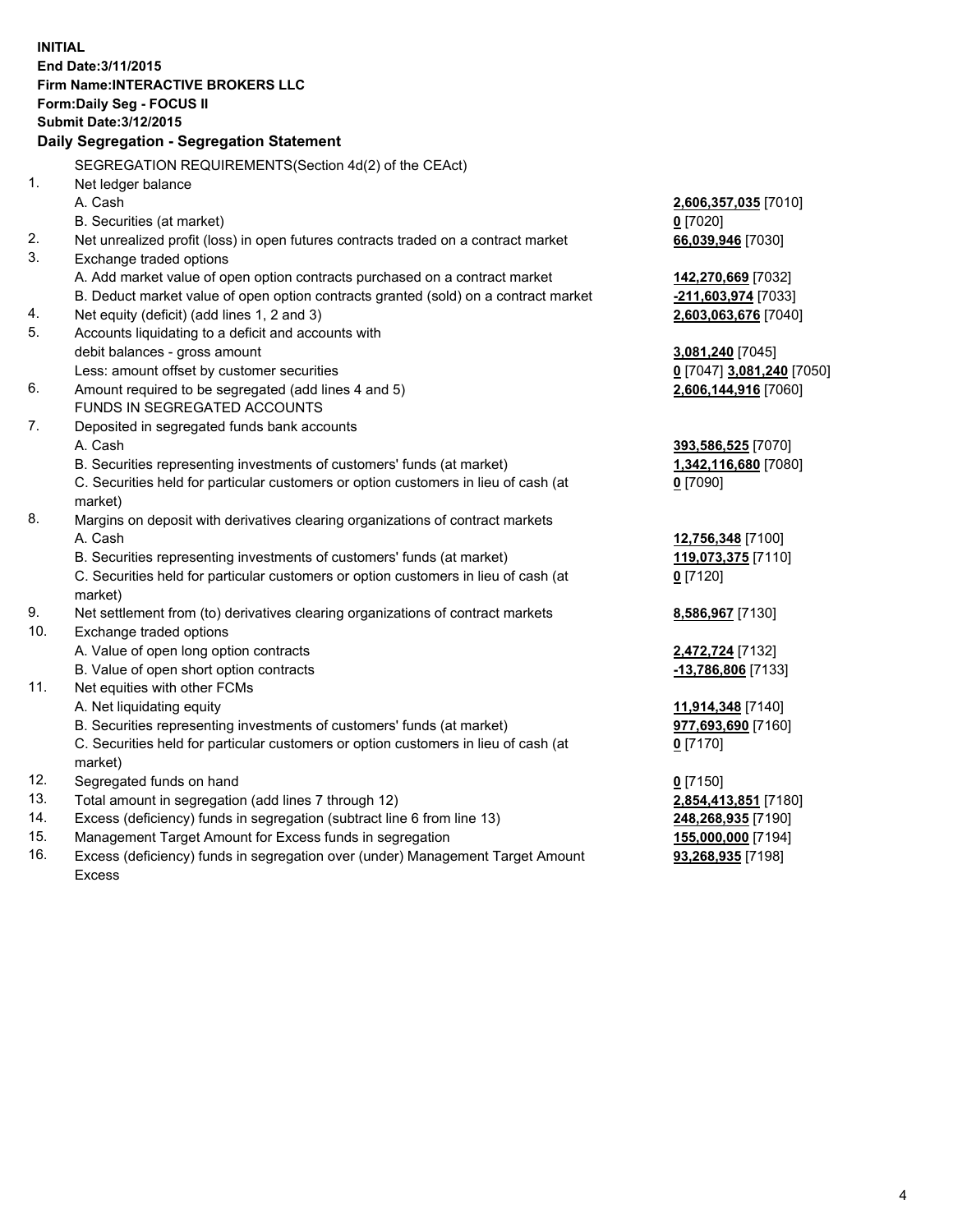**INITIAL**
**End Date:3/11/2015**
**Firm Name:INTERACTIVE BROKERS LLC**
**Form:Daily Seg - FOCUS II**
**Submit Date:3/12/2015**

### Daily Segregation - Segregation Statement

SEGREGATION REQUIREMENTS(Section 4d(2) of the CEAct)

| | | |
|---|---|---|
| 1. | Net ledger balance | |
| | A. Cash | **2,606,357,035** [7010] |
| | B. Securities (at market) | **0** [7020] |
| 2. | Net unrealized profit (loss) in open futures contracts traded on a contract market | **66,039,946** [7030] |
| 3. | Exchange traded options | |
| | A. Add market value of open option contracts purchased on a contract market | **142,270,669** [7032] |
| | B. Deduct market value of open option contracts granted (sold) on a contract market | **-211,603,974** [7033] |
| 4. | Net equity (deficit) (add lines 1, 2 and 3) | **2,603,063,676** [7040] |
| 5. | Accounts liquidating to a deficit and accounts with debit balances - gross amount | **3,081,240** [7045] |
| | Less: amount offset by customer securities | **0** [7047] **3,081,240** [7050] |
| 6. | Amount required to be segregated (add lines 4 and 5) | **2,606,144,916** [7060] |
| | FUNDS IN SEGREGATED ACCOUNTS | |
| 7. | Deposited in segregated funds bank accounts | |
| | A. Cash | **393,586,525** [7070] |
| | B. Securities representing investments of customers' funds (at market) | **1,342,116,680** [7080] |
| | C. Securities held for particular customers or option customers in lieu of cash (at market) | **0** [7090] |
| 8. | Margins on deposit with derivatives clearing organizations of contract markets | |
| | A. Cash | **12,756,348** [7100] |
| | B. Securities representing investments of customers' funds (at market) | **119,073,375** [7110] |
| | C. Securities held for particular customers or option customers in lieu of cash (at market) | **0** [7120] |
| 9. | Net settlement from (to) derivatives clearing organizations of contract markets | **8,586,967** [7130] |
| 10. | Exchange traded options | |
| | A. Value of open long option contracts | **2,472,724** [7132] |
| | B. Value of open short option contracts | **-13,786,806** [7133] |
| 11. | Net equities with other FCMs | |
| | A. Net liquidating equity | **11,914,348** [7140] |
| | B. Securities representing investments of customers' funds (at market) | **977,693,690** [7160] |
| | C. Securities held for particular customers or option customers in lieu of cash (at market) | **0** [7170] |
| 12. | Segregated funds on hand | **0** [7150] |
| 13. | Total amount in segregation (add lines 7 through 12) | **2,854,413,851** [7180] |
| 14. | Excess (deficiency) funds in segregation (subtract line 6 from line 13) | **248,268,935** [7190] |
| 15. | Management Target Amount for Excess funds in segregation | **155,000,000** [7194] |
| 16. | Excess (deficiency) funds in segregation over (under) Management Target Amount Excess | **93,268,935** [7198] |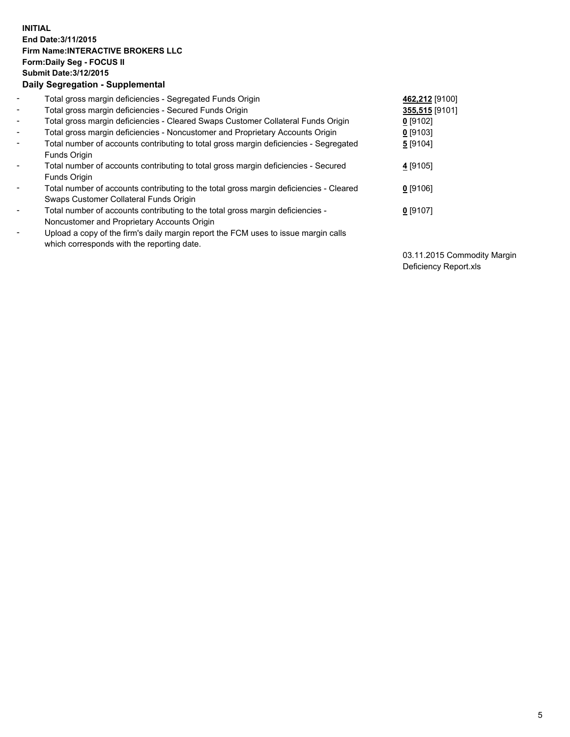**INITIAL**
**End Date:3/11/2015**
**Firm Name:INTERACTIVE BROKERS LLC**
**Form:Daily Seg - FOCUS II**
**Submit Date:3/12/2015**

**Daily Segregation - Supplemental**

| | | |
|---|---|---|
| - | Total gross margin deficiencies - Segregated Funds Origin | **462,212** [9100] |
| - | Total gross margin deficiencies - Secured Funds Origin | **355,515** [9101] |
| - | Total gross margin deficiencies - Cleared Swaps Customer Collateral Funds Origin | **0** [9102] |
| - | Total gross margin deficiencies - Noncustomer and Proprietary Accounts Origin | **0** [9103] |
| - | Total number of accounts contributing to total gross margin deficiencies - Segregated Funds Origin | **5** [9104] |
| - | Total number of accounts contributing to total gross margin deficiencies - Secured Funds Origin | **4** [9105] |
| - | Total number of accounts contributing to the total gross margin deficiencies - Cleared Swaps Customer Collateral Funds Origin | **0** [9106] |
| - | Total number of accounts contributing to the total gross margin deficiencies - Noncustomer and Proprietary Accounts Origin | **0** [9107] |
| - | Upload a copy of the firm's daily margin report the FCM uses to issue margin calls which corresponds with the reporting date. | 03.11.2015 Commodity Margin Deficiency Report.xls |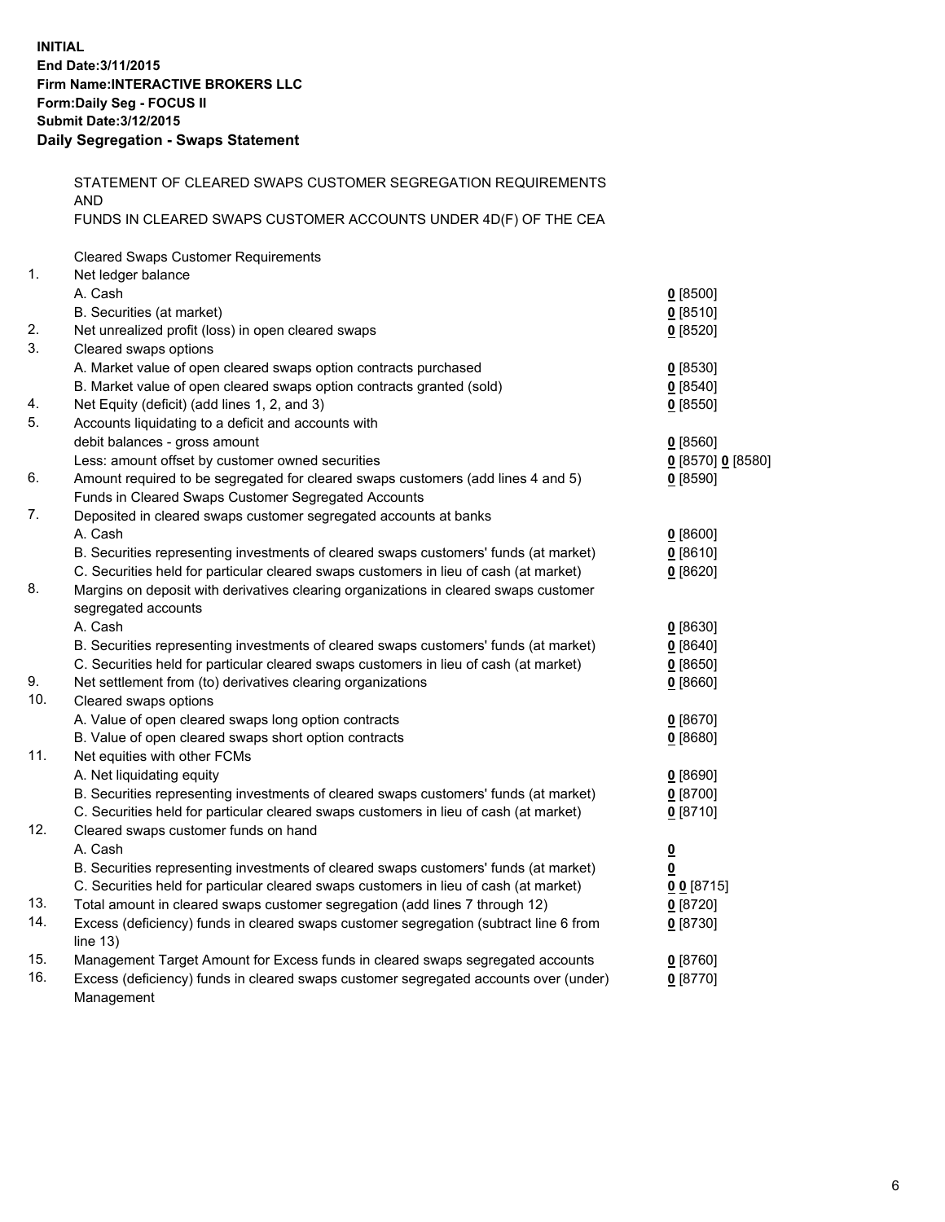**INITIAL**
**End Date:3/11/2015**
**Firm Name:INTERACTIVE BROKERS LLC**
**Form:Daily Seg - FOCUS II**
**Submit Date:3/12/2015**
**Daily Segregation - Swaps Statement**

STATEMENT OF CLEARED SWAPS CUSTOMER SEGREGATION REQUIREMENTS AND FUNDS IN CLEARED SWAPS CUSTOMER ACCOUNTS UNDER 4D(F) OF THE CEA

| | | |
|---|---|---|
| | Cleared Swaps Customer Requirements | |
| 1. | Net ledger balance | |
| | A. Cash | 0 [8500] |
| | B. Securities (at market) | 0 [8510] |
| 2. | Net unrealized profit (loss) in open cleared swaps | 0 [8520] |
| 3. | Cleared swaps options | |
| | A. Market value of open cleared swaps option contracts purchased | 0 [8530] |
| | B. Market value of open cleared swaps option contracts granted (sold) | 0 [8540] |
| 4. | Net Equity (deficit) (add lines 1, 2, and 3) | 0 [8550] |
| 5. | Accounts liquidating to a deficit and accounts with | |
| | debit balances - gross amount | 0 [8560] |
| | Less: amount offset by customer owned securities | 0 [8570] 0 [8580] |
| 6. | Amount required to be segregated for cleared swaps customers (add lines 4 and 5) | 0 [8590] |
| | Funds in Cleared Swaps Customer Segregated Accounts | |
| 7. | Deposited in cleared swaps customer segregated accounts at banks | |
| | A. Cash | 0 [8600] |
| | B. Securities representing investments of cleared swaps customers' funds (at market) | 0 [8610] |
| | C. Securities held for particular cleared swaps customers in lieu of cash (at market) | 0 [8620] |
| 8. | Margins on deposit with derivatives clearing organizations in cleared swaps customer segregated accounts | |
| | A. Cash | 0 [8630] |
| | B. Securities representing investments of cleared swaps customers' funds (at market) | 0 [8640] |
| | C. Securities held for particular cleared swaps customers in lieu of cash (at market) | 0 [8650] |
| 9. | Net settlement from (to) derivatives clearing organizations | 0 [8660] |
| 10. | Cleared swaps options | |
| | A. Value of open cleared swaps long option contracts | 0 [8670] |
| | B. Value of open cleared swaps short option contracts | 0 [8680] |
| 11. | Net equities with other FCMs | |
| | A. Net liquidating equity | 0 [8690] |
| | B. Securities representing investments of cleared swaps customers' funds (at market) | 0 [8700] |
| | C. Securities held for particular cleared swaps customers in lieu of cash (at market) | 0 [8710] |
| 12. | Cleared swaps customer funds on hand | |
| | A. Cash | 0 |
| | B. Securities representing investments of cleared swaps customers' funds (at market) | 0 |
| | C. Securities held for particular cleared swaps customers in lieu of cash (at market) | 0 0 [8715] |
| 13. | Total amount in cleared swaps customer segregation (add lines 7 through 12) | 0 [8720] |
| 14. | Excess (deficiency) funds in cleared swaps customer segregation (subtract line 6 from line 13) | 0 [8730] |
| 15. | Management Target Amount for Excess funds in cleared swaps segregated accounts | 0 [8760] |
| 16. | Excess (deficiency) funds in cleared swaps customer segregated accounts over (under) Management | 0 [8770] |